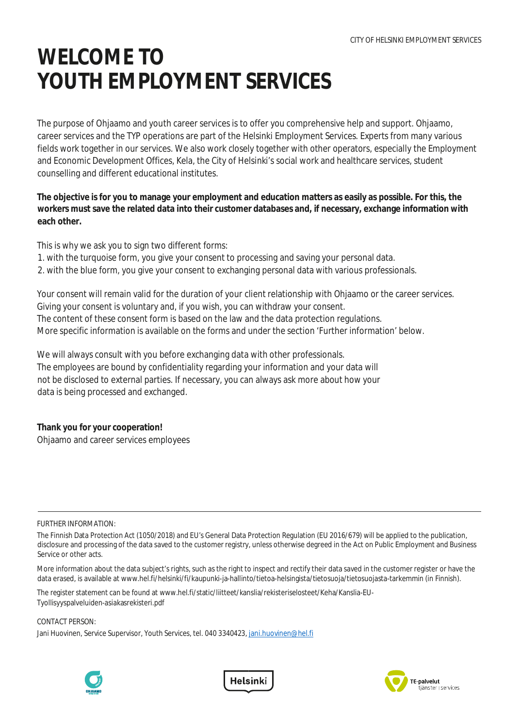# WELCOME TO YOUTH EMPLOYMENT SERVICES

The purpose of Ohjaamo and youth career services is to offer you comprehensive help and support. Ohjaamo, career services and the TYP operations are part of the Helsinki Employment Services. Experts from many various fields work together in our services. We also work closely together with other operators, especially the Employment and Economic Development Offices, Kela, the City of Helsinki's social work and healthcare services, student counselling and different educational institutes.

**The objective is for you to manage your employment and education matters as easily as possible. For this, the workers must save the related data into their customer databases and, if necessary, exchange information with each other.**

This is why we ask you to sign two different forms:

1. with the turquoise form, you give your consent to processing and saving your personal data.
2. with the blue form, you give your consent to exchanging personal data with various professionals.

Your consent will remain valid for the duration of your client relationship with Ohjaamo or the career services.
Giving your consent is voluntary and, if you wish, you can withdraw your consent.
The content of these consent form is based on the law and the data protection regulations.
More specific information is available on the forms and under the section 'Further information' below.

We will always consult with you before exchanging data with other professionals.
The employees are bound by confidentiality regarding your information and your data will not be disclosed to external parties. If necessary, you can always ask more about how your data is being processed and exchanged.

**Thank you for your cooperation!**
Ohjaamo and career services employees

---

FURTHER INFORMATION:

The Finnish Data Protection Act (1050/2018) and EU's General Data Protection Regulation (EU 2016/679) will be applied to the publication, disclosure and processing of the data saved to the customer registry, unless otherwise degreed in the Act on Public Employment and Business Service or other acts.

More information about the data subject's rights, such as the right to inspect and rectify their data saved in the customer register or have the data erased, is available at www.hel.fi/helsinki/fi/kaupunki-ja-hallinto/tietoa-helsingista/tietosuoja/tietosuojasta-tarkemmin (in Finnish).

The register statement can be found at www.hel.fi/static/liitteet/kanslia/rekisteriselosteet/Keha/Kanslia-EU-Tyollisyyspalveluiden-asiakasrekisteri.pdf

CONTACT PERSON:
Jani Huovinen, Service Supervisor, Youth Services, tel. 040 3340423, jani.huovinen@hel.fi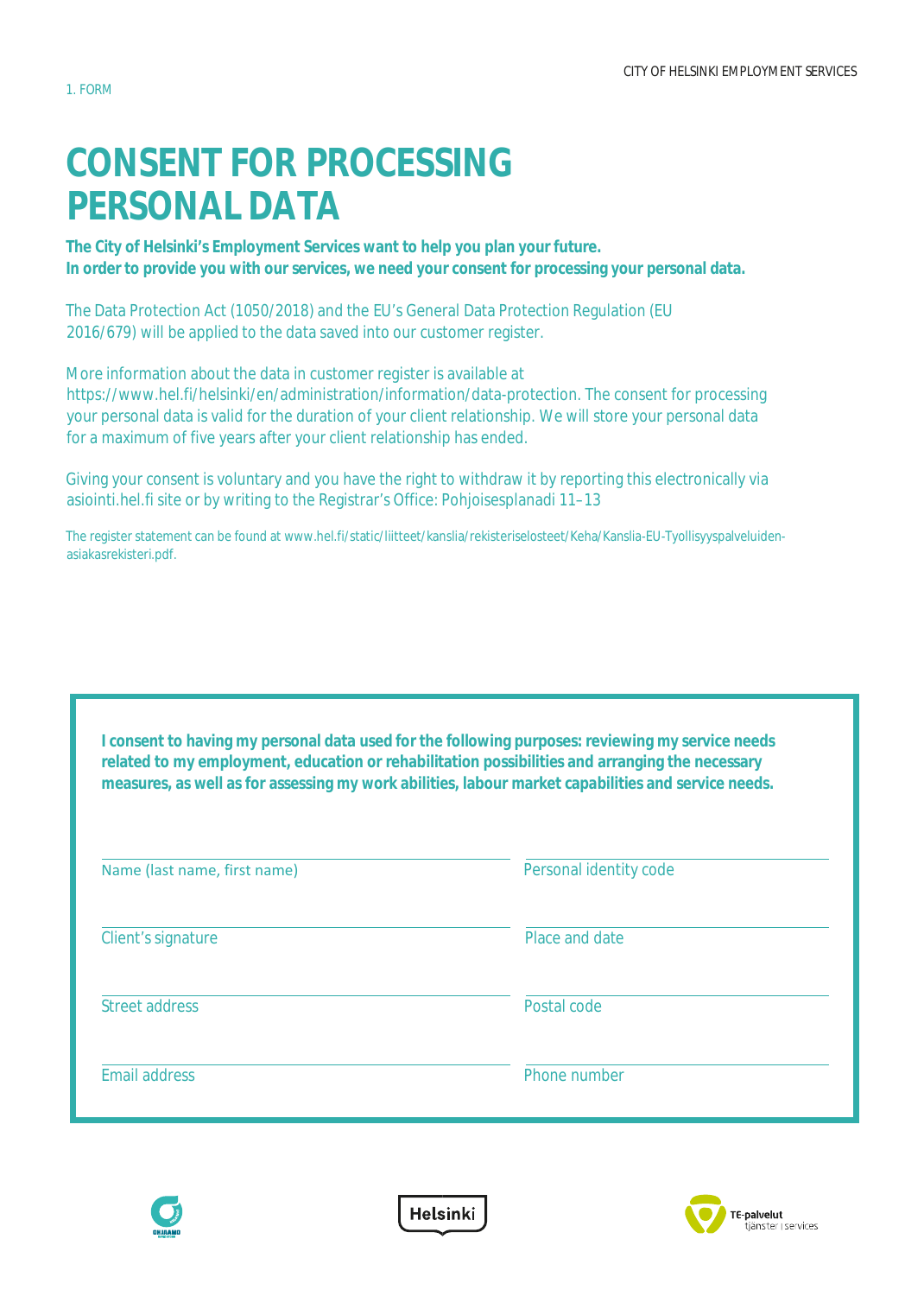1. FORM

CITY OF HELSINKI EMPLOYMENT SERVICES

# CONSENT FOR PROCESSING PERSONAL DATA

**The City of Helsinki's Employment Services want to help you plan your future.**
**In order to provide you with our services, we need your consent for processing your personal data.**

The Data Protection Act (1050/2018) and the EU's General Data Protection Regulation (EU 2016/679) will be applied to the data saved into our customer register.

More information about the data in customer register is available at https://www.hel.fi/helsinki/en/administration/information/data-protection. The consent for processing your personal data is valid for the duration of your client relationship. We will store your personal data for a maximum of five years after your client relationship has ended.

Giving your consent is voluntary and you have the right to withdraw it by reporting this electronically via asiointi.hel.fi site or by writing to the Registrar's Office: Pohjoisesplanadi 11–13

The register statement can be found at www.hel.fi/static/liitteet/kanslia/rekisteriselosteet/Keha/Kanslia-EU-Tyollisyyspalveluiden-asiakasrekisteri.pdf.

**I consent to having my personal data used for the following purposes: reviewing my service needs related to my employment, education or rehabilitation possibilities and arranging the necessary measures, as well as for assessing my work abilities, labour market capabilities and service needs.**

| | |
|---|---|
| Name (last name, first name) | Personal identity code |
| Client's signature | Place and date |
| Street address | Postal code |
| Email address | Phone number |

Helsinki

TE-palvelut tjänster services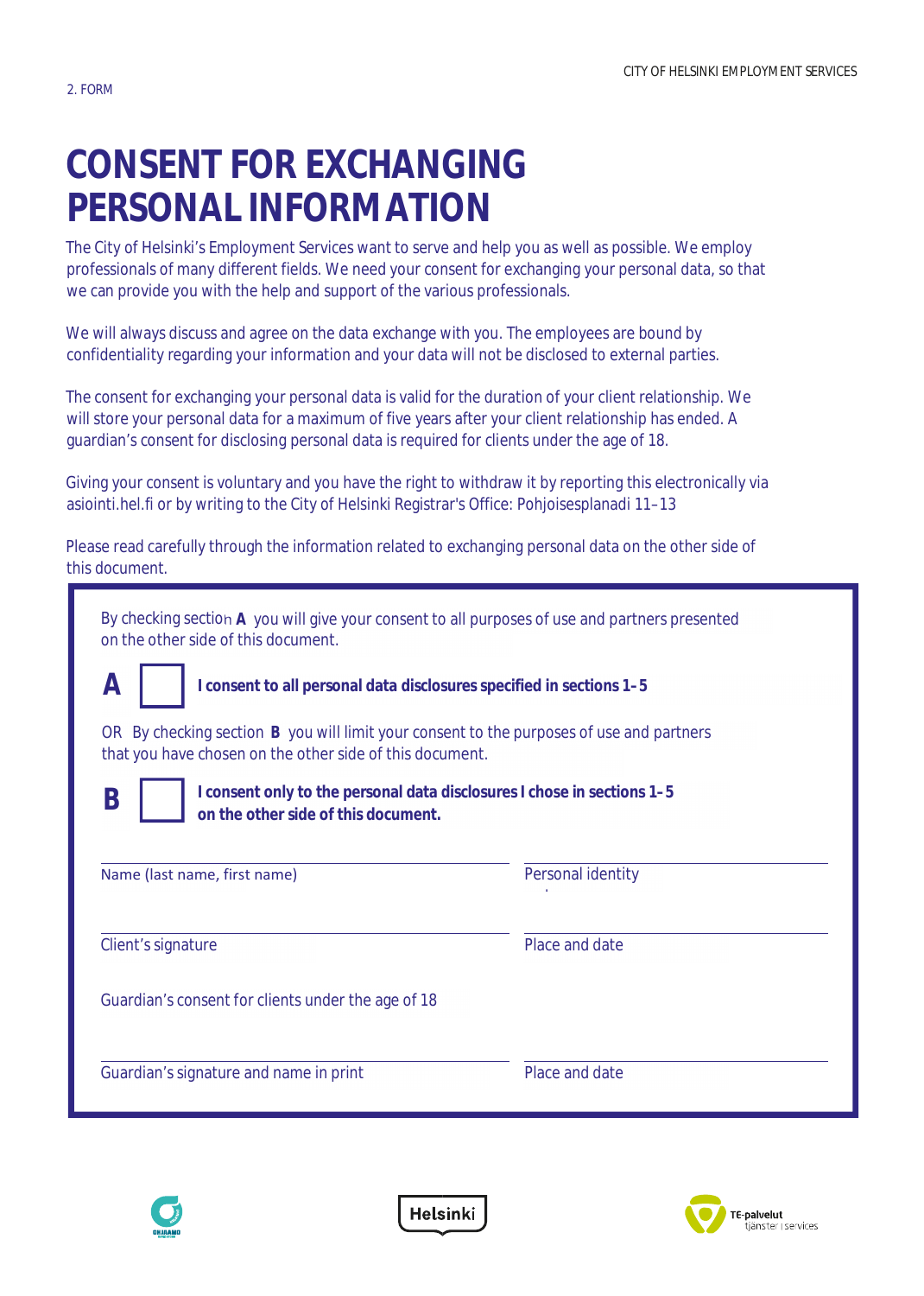2. FORM

# CONSENT FOR EXCHANGING PERSONAL INFORMATION

The City of Helsinki's Employment Services want to serve and help you as well as possible. We employ professionals of many different fields. We need your consent for exchanging your personal data, so that we can provide you with the help and support of the various professionals.

We will always discuss and agree on the data exchange with you. The employees are bound by confidentiality regarding your information and your data will not be disclosed to external parties.

The consent for exchanging your personal data is valid for the duration of your client relationship. We will store your personal data for a maximum of five years after your client relationship has ended. A guardian's consent for disclosing personal data is required for clients under the age of 18.

Giving your consent is voluntary and you have the right to withdraw it by reporting this electronically via asiointi.hel.fi or by writing to the City of Helsinki Registrar's Office: Pohjoisesplanadi 11–13

Please read carefully through the information related to exchanging personal data on the other side of this document.

By checking section **A** you will give your consent to all purposes of use and partners presented on the other side of this document.

**A** ☐ **I consent to all personal data disclosures specified in sections 1–5**

OR By checking section **B** you will limit your consent to the purposes of use and partners that you have chosen on the other side of this document.

**B** ☐ **I consent only to the personal data disclosures I chose in sections 1–5 on the other side of this document.**

| Name (last name, first name) | Personal identity |
|---|---|
| Client's signature | Place and date |

Guardian's consent for clients under the age of 18

| Guardian's signature and name in print | Place and date |
|---|---|

Helsinki

TE-palvelut tjänster | services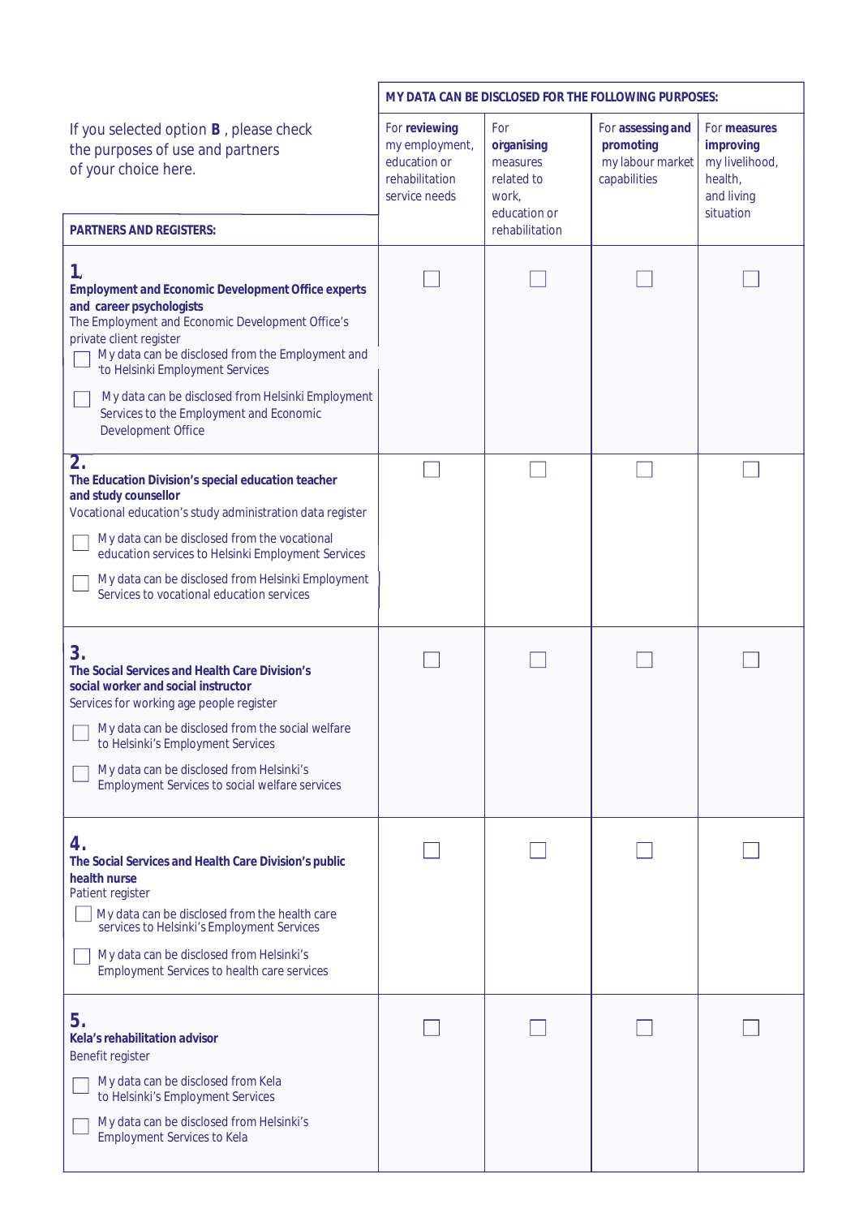If you selected option **B** , please check the purposes of use and partners of your choice here.

| PARTNERS AND REGISTERS: | MY DATA CAN BE DISCLOSED FOR THE FOLLOWING PURPOSES: For **reviewing** my employment, education or rehabilitation service needs | For **organising** measures related to work, education or rehabilitation | For **assessing and promoting** my labour market capabilities | For **measures improving** my livelihood, health, and living situation |
|---|---|---|---|---|
| **1.** **Employment and Economic Development Office experts and career psychologists** The Employment and Economic Development Office's private client register<br>☐ My data can be disclosed from the Employment and 'to Helsinki Employment Services<br>☐ My data can be disclosed from Helsinki Employment Services to the Employment and Economic Development Office | ☐ | ☐ | ☐ | ☐ |
| **2.** **The Education Division's special education teacher and study counsellor** Vocational education's study administration data register<br>☐ My data can be disclosed from the vocational education services to Helsinki Employment Services<br>☐ My data can be disclosed from Helsinki Employment Services to vocational education services | ☐ | ☐ | ☐ | ☐ |
| **3.** **The Social Services and Health Care Division's social worker and social instructor** Services for working age people register<br>☐ My data can be disclosed from the social welfare to Helsinki's Employment Services<br>☐ My data can be disclosed from Helsinki's Employment Services to social welfare services | ☐ | ☐ | ☐ | ☐ |
| **4.** **The Social Services and Health Care Division's public health nurse** Patient register<br>☐ My data can be disclosed from the health care services to Helsinki's Employment Services<br>☐ My data can be disclosed from Helsinki's Employment Services to health care services | ☐ | ☐ | ☐ | ☐ |
| **5.** **Kela's rehabilitation advisor** Benefit register<br>☐ My data can be disclosed from Kela to Helsinki's Employment Services<br>☐ My data can be disclosed from Helsinki's Employment Services to Kela | ☐ | ☐ | ☐ | ☐ |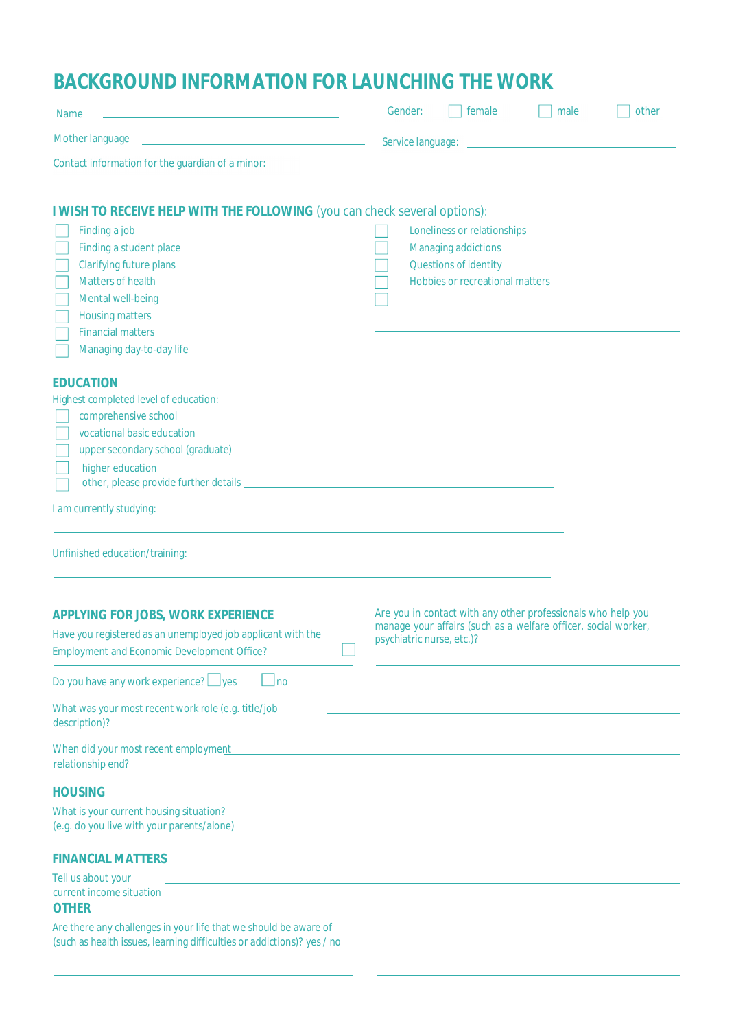# BACKGROUND INFORMATION FOR LAUNCHING THE WORK

Name ______________________ Gender: ☐ female ☐ male ☐ other

Mother language ______________________ Service language: ______________________

Contact information for the guardian of a minor: ______________________

## I WISH TO RECEIVE HELP WITH THE FOLLOWING (you can check several options):

- ☐ Finding a job
- ☐ Finding a student place
- ☐ Clarifying future plans
- ☐ Matters of health
- ☐ Mental well-being
- ☐ Housing matters
- ☐ Financial matters
- ☐ Managing day-to-day life
- ☐ Loneliness or relationships
- ☐ Managing addictions
- ☐ Questions of identity
- ☐ Hobbies or recreational matters
- ☐ ______________________

## EDUCATION

Highest completed level of education:

- ☐ comprehensive school
- ☐ vocational basic education
- ☐ upper secondary school (graduate)
- ☐ higher education
- ☐ other, please provide further details ______________________

I am currently studying:

______________________

Unfinished education/training:

______________________

## APPLYING FOR JOBS, WORK EXPERIENCE

Have you registered as an unemployed job applicant with the Employment and Economic Development Office? ☐

Are you in contact with any other professionals who help you manage your affairs (such as a welfare officer, social worker, psychiatric nurse, etc.)?

______________________

Do you have any work experience? ☐ yes ☐ no

What was your most recent work role (e.g. title/job description)? ______________________

When did your most recent employment relationship end? ______________________

## HOUSING

What is your current housing situation? (e.g. do you live with your parents/alone) ______________________

## FINANCIAL MATTERS

Tell us about your current income situation ______________________

## OTHER

Are there any challenges in your life that we should be aware of (such as health issues, learning difficulties or addictions)? yes / no

______________________